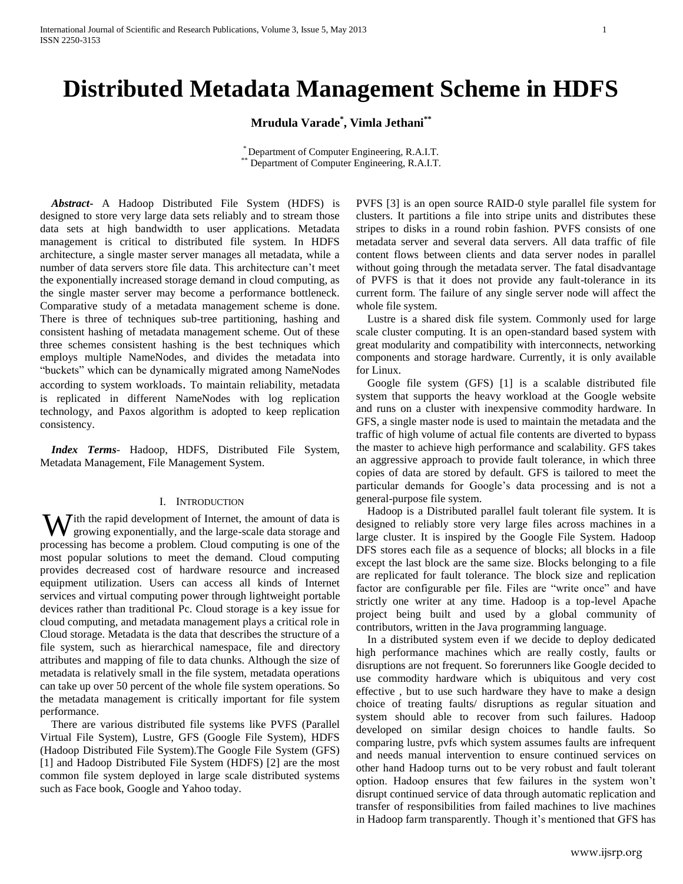# Distributed Metadata Management Scheme in HDFS

**Mrudula Varade[*], Vimla Jethani[**]**

[*] Department of Computer Engineering, R.A.I.T.
[**] Department of Computer Engineering, R.A.I.T.

***Abstract***- A Hadoop Distributed File System (HDFS) is designed to store very large data sets reliably and to stream those data sets at high bandwidth to user applications. Metadata management is critical to distributed file system. In HDFS architecture, a single master server manages all metadata, while a number of data servers store file data. This architecture can't meet the exponentially increased storage demand in cloud computing, as the single master server may become a performance bottleneck. Comparative study of a metadata management scheme is done. There is three of techniques sub-tree partitioning, hashing and consistent hashing of metadata management scheme. Out of these three schemes consistent hashing is the best techniques which employs multiple NameNodes, and divides the metadata into "buckets" which can be dynamically migrated among NameNodes according to system workloads. To maintain reliability, metadata is replicated in different NameNodes with log replication technology, and Paxos algorithm is adopted to keep replication consistency.

***Index Terms***- Hadoop, HDFS, Distributed File System, Metadata Management, File Management System.

## I. Introduction

With the rapid development of Internet, the amount of data is growing exponentially, and the large-scale data storage and processing has become a problem. Cloud computing is one of the most popular solutions to meet the demand. Cloud computing provides decreased cost of hardware resource and increased equipment utilization. Users can access all kinds of Internet services and virtual computing power through lightweight portable devices rather than traditional Pc. Cloud storage is a key issue for cloud computing, and metadata management plays a critical role in Cloud storage. Metadata is the data that describes the structure of a file system, such as hierarchical namespace, file and directory attributes and mapping of file to data chunks. Although the size of metadata is relatively small in the file system, metadata operations can take up over 50 percent of the whole file system operations. So the metadata management is critically important for file system performance.

There are various distributed file systems like PVFS (Parallel Virtual File System), Lustre, GFS (Google File System), HDFS (Hadoop Distributed File System).The Google File System (GFS) [1] and Hadoop Distributed File System (HDFS) [2] are the most common file system deployed in large scale distributed systems such as Face book, Google and Yahoo today.

PVFS [3] is an open source RAID-0 style parallel file system for clusters. It partitions a file into stripe units and distributes these stripes to disks in a round robin fashion. PVFS consists of one metadata server and several data servers. All data traffic of file content flows between clients and data server nodes in parallel without going through the metadata server. The fatal disadvantage of PVFS is that it does not provide any fault-tolerance in its current form. The failure of any single server node will affect the whole file system.

Lustre is a shared disk file system. Commonly used for large scale cluster computing. It is an open-standard based system with great modularity and compatibility with interconnects, networking components and storage hardware. Currently, it is only available for Linux.

Google file system (GFS) [1] is a scalable distributed file system that supports the heavy workload at the Google website and runs on a cluster with inexpensive commodity hardware. In GFS, a single master node is used to maintain the metadata and the traffic of high volume of actual file contents are diverted to bypass the master to achieve high performance and scalability. GFS takes an aggressive approach to provide fault tolerance, in which three copies of data are stored by default. GFS is tailored to meet the particular demands for Google's data processing and is not a general-purpose file system.

Hadoop is a Distributed parallel fault tolerant file system. It is designed to reliably store very large files across machines in a large cluster. It is inspired by the Google File System. Hadoop DFS stores each file as a sequence of blocks; all blocks in a file except the last block are the same size. Blocks belonging to a file are replicated for fault tolerance. The block size and replication factor are configurable per file. Files are "write once" and have strictly one writer at any time. Hadoop is a top-level Apache project being built and used by a global community of contributors, written in the Java programming language.

In a distributed system even if we decide to deploy dedicated high performance machines which are really costly, faults or disruptions are not frequent. So forerunners like Google decided to use commodity hardware which is ubiquitous and very cost effective , but to use such hardware they have to make a design choice of treating faults/ disruptions as regular situation and system should able to recover from such failures. Hadoop developed on similar design choices to handle faults. So comparing lustre, pvfs which system assumes faults are infrequent and needs manual intervention to ensure continued services on other hand Hadoop turns out to be very robust and fault tolerant option. Hadoop ensures that few failures in the system won't disrupt continued service of data through automatic replication and transfer of responsibilities from failed machines to live machines in Hadoop farm transparently. Though it's mentioned that GFS has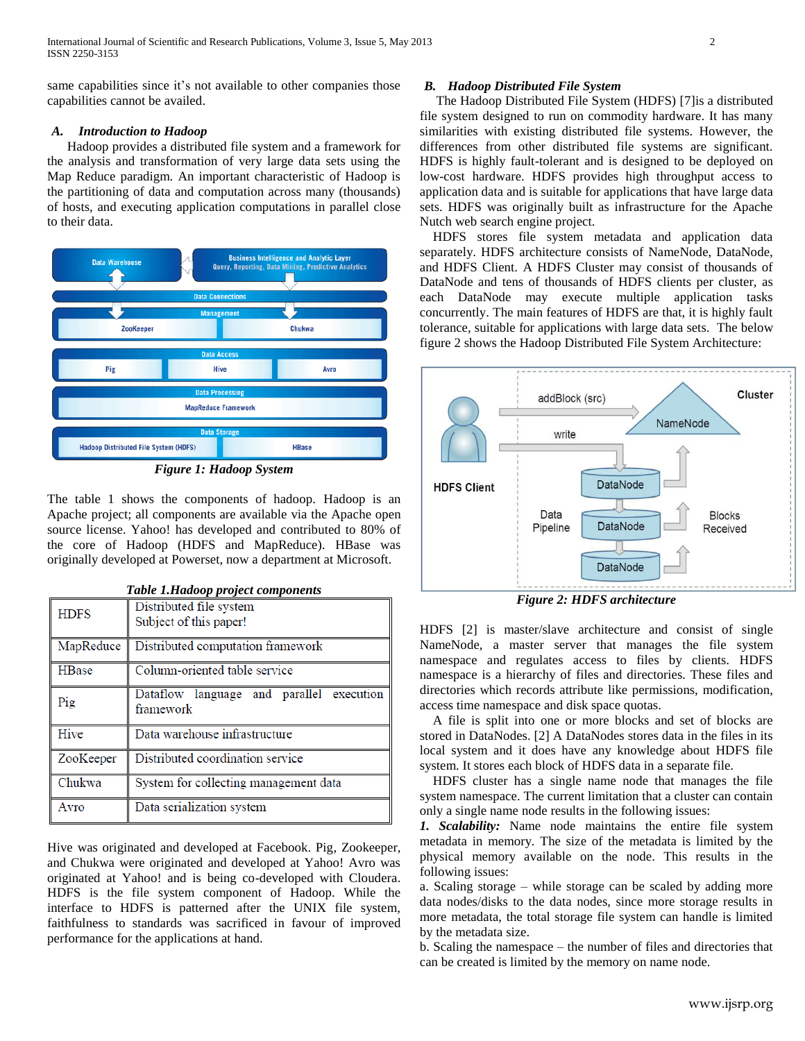same capabilities since it's not available to other companies those capabilities cannot be availed.

### A. Introduction to Hadoop

Hadoop provides a distributed file system and a framework for the analysis and transformation of very large data sets using the Map Reduce paradigm. An important characteristic of Hadoop is the partitioning of data and computation across many (thousands) of hosts, and executing application computations in parallel close to their data.

*Figure 1: Hadoop System*

The table 1 shows the components of hadoop. Hadoop is an Apache project; all components are available via the Apache open source license. Yahoo! has developed and contributed to 80% of the core of Hadoop (HDFS and MapReduce). HBase was originally developed at Powerset, now a department at Microsoft.

*Table 1.Hadoop project components*

| | |
|---|---|
| HDFS | Distributed file system<br>Subject of this paper! |
| MapReduce | Distributed computation framework |
| HBase | Column-oriented table service |
| Pig | Dataflow language and parallel execution framework |
| Hive | Data warehouse infrastructure |
| ZooKeeper | Distributed coordination service |
| Chukwa | System for collecting management data |
| Avro | Data serialization system |

Hive was originated and developed at Facebook. Pig, Zookeeper, and Chukwa were originated and developed at Yahoo! Avro was originated at Yahoo! and is being co-developed with Cloudera. HDFS is the file system component of Hadoop. While the interface to HDFS is patterned after the UNIX file system, faithfulness to standards was sacrificed in favour of improved performance for the applications at hand.

### B. Hadoop Distributed File System

The Hadoop Distributed File System (HDFS) [7]is a distributed file system designed to run on commodity hardware. It has many similarities with existing distributed file systems. However, the differences from other distributed file systems are significant. HDFS is highly fault-tolerant and is designed to be deployed on low-cost hardware. HDFS provides high throughput access to application data and is suitable for applications that have large data sets. HDFS was originally built as infrastructure for the Apache Nutch web search engine project.

HDFS stores file system metadata and application data separately. HDFS architecture consists of NameNode, DataNode, and HDFS Client. A HDFS Cluster may consist of thousands of DataNode and tens of thousands of HDFS clients per cluster, as each DataNode may execute multiple application tasks concurrently. The main features of HDFS are that, it is highly fault tolerance, suitable for applications with large data sets. The below figure 2 shows the Hadoop Distributed File System Architecture:

*Figure 2: HDFS architecture*

HDFS [2] is master/slave architecture and consist of single NameNode, a master server that manages the file system namespace and regulates access to files by clients. HDFS namespace is a hierarchy of files and directories. These files and directories which records attribute like permissions, modification, access time namespace and disk space quotas.

A file is split into one or more blocks and set of blocks are stored in DataNodes. [2] A DataNodes stores data in the files in its local system and it does have any knowledge about HDFS file system. It stores each block of HDFS data in a separate file.

HDFS cluster has a single name node that manages the file system namespace. The current limitation that a cluster can contain only a single name node results in the following issues:

**1. *Scalability:*** Name node maintains the entire file system metadata in memory. The size of the metadata is limited by the physical memory available on the node. This results in the following issues:

a. Scaling storage – while storage can be scaled by adding more data nodes/disks to the data nodes, since more storage results in more metadata, the total storage file system can handle is limited by the metadata size.

b. Scaling the namespace – the number of files and directories that can be created is limited by the memory on name node.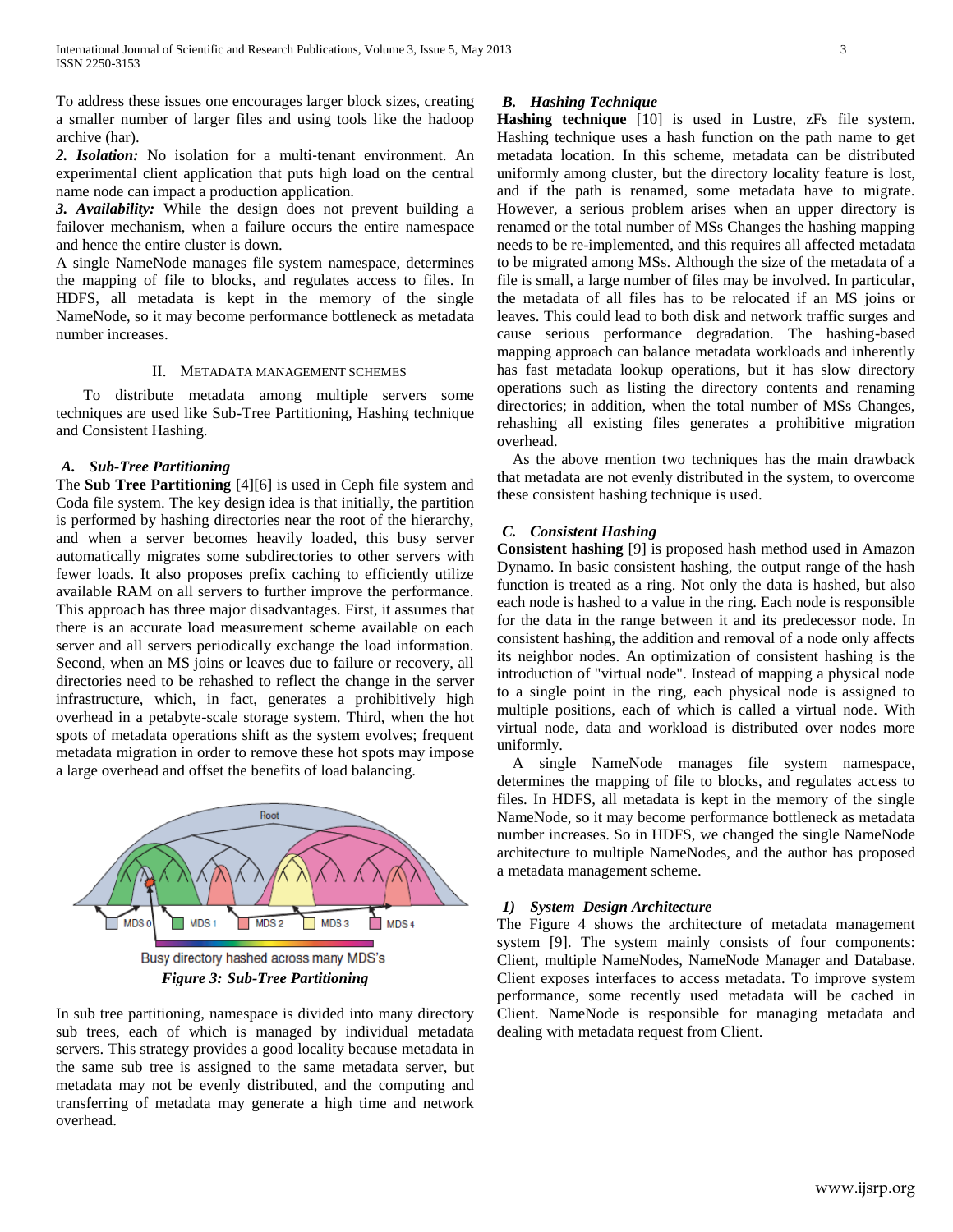To address these issues one encourages larger block sizes, creating a smaller number of larger files and using tools like the hadoop archive (har).

***2. Isolation:*** No isolation for a multi-tenant environment. An experimental client application that puts high load on the central name node can impact a production application.

***3. Availability:*** While the design does not prevent building a failover mechanism, when a failure occurs the entire namespace and hence the entire cluster is down.

A single NameNode manages file system namespace, determines the mapping of file to blocks, and regulates access to files. In HDFS, all metadata is kept in the memory of the single NameNode, so it may become performance bottleneck as metadata number increases.

## II. Metadata Management Schemes

To distribute metadata among multiple servers some techniques are used like Sub-Tree Partitioning, Hashing technique and Consistent Hashing.

### *A. Sub-Tree Partitioning*

The **Sub Tree Partitioning** [4][6] is used in Ceph file system and Coda file system. The key design idea is that initially, the partition is performed by hashing directories near the root of the hierarchy, and when a server becomes heavily loaded, this busy server automatically migrates some subdirectories to other servers with fewer loads. It also proposes prefix caching to efficiently utilize available RAM on all servers to further improve the performance. This approach has three major disadvantages. First, it assumes that there is an accurate load measurement scheme available on each server and all servers periodically exchange the load information. Second, when an MS joins or leaves due to failure or recovery, all directories need to be rehashed to reflect the change in the server infrastructure, which, in fact, generates a prohibitively high overhead in a petabyte-scale storage system. Third, when the hot spots of metadata operations shift as the system evolves; frequent metadata migration in order to remove these hot spots may impose a large overhead and offset the benefits of load balancing.

Busy directory hashed across many MDS's

***Figure 3: Sub-Tree Partitioning***

In sub tree partitioning, namespace is divided into many directory sub trees, each of which is managed by individual metadata servers. This strategy provides a good locality because metadata in the same sub tree is assigned to the same metadata server, but metadata may not be evenly distributed, and the computing and transferring of metadata may generate a high time and network overhead.

### *B. Hashing Technique*

**Hashing technique** [10] is used in Lustre, zFs file system. Hashing technique uses a hash function on the path name to get metadata location. In this scheme, metadata can be distributed uniformly among cluster, but the directory locality feature is lost, and if the path is renamed, some metadata have to migrate. However, a serious problem arises when an upper directory is renamed or the total number of MSs Changes the hashing mapping needs to be re-implemented, and this requires all affected metadata to be migrated among MSs. Although the size of the metadata of a file is small, a large number of files may be involved. In particular, the metadata of all files has to be relocated if an MS joins or leaves. This could lead to both disk and network traffic surges and cause serious performance degradation. The hashing-based mapping approach can balance metadata workloads and inherently has fast metadata lookup operations, but it has slow directory operations such as listing the directory contents and renaming directories; in addition, when the total number of MSs Changes, rehashing all existing files generates a prohibitive migration overhead.

As the above mention two techniques has the main drawback that metadata are not evenly distributed in the system, to overcome these consistent hashing technique is used.

### *C. Consistent Hashing*

**Consistent hashing** [9] is proposed hash method used in Amazon Dynamo. In basic consistent hashing, the output range of the hash function is treated as a ring. Not only the data is hashed, but also each node is hashed to a value in the ring. Each node is responsible for the data in the range between it and its predecessor node. In consistent hashing, the addition and removal of a node only affects its neighbor nodes. An optimization of consistent hashing is the introduction of "virtual node". Instead of mapping a physical node to a single point in the ring, each physical node is assigned to multiple positions, each of which is called a virtual node. With virtual node, data and workload is distributed over nodes more uniformly.

A single NameNode manages file system namespace, determines the mapping of file to blocks, and regulates access to files. In HDFS, all metadata is kept in the memory of the single NameNode, so it may become performance bottleneck as metadata number increases. So in HDFS, we changed the single NameNode architecture to multiple NameNodes, and the author has proposed a metadata management scheme.

#### *1) System Design Architecture*

The Figure 4 shows the architecture of metadata management system [9]. The system mainly consists of four components: Client, multiple NameNodes, NameNode Manager and Database. Client exposes interfaces to access metadata. To improve system performance, some recently used metadata will be cached in Client. NameNode is responsible for managing metadata and dealing with metadata request from Client.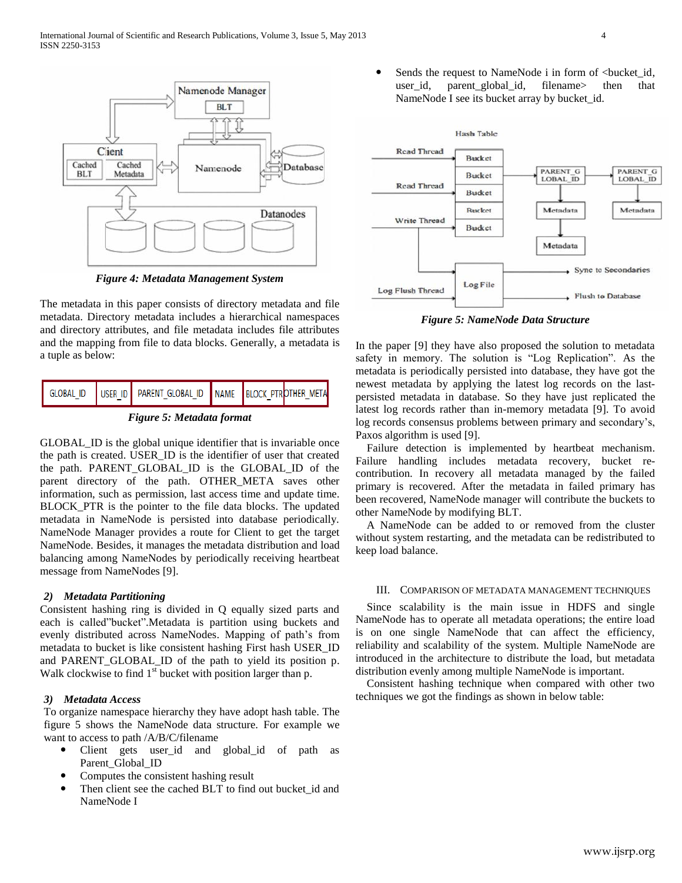*Figure 4: Metadata Management System*

The metadata in this paper consists of directory metadata and file metadata. Directory metadata includes a hierarchical namespaces and directory attributes, and file metadata includes file attributes and the mapping from file to data blocks. Generally, a metadata is a tuple as below:

| GLOBAL_ID | USER_ID | PARENT_GLOBAL_ID | NAME | BLOCK_PTR | OTHER_META |
|---|---|---|---|---|---|

*Figure 5: Metadata format*

GLOBAL_ID is the global unique identifier that is invariable once the path is created. USER_ID is the identifier of user that created the path. PARENT_GLOBAL_ID is the GLOBAL_ID of the parent directory of the path. OTHER_META saves other information, such as permission, last access time and update time. BLOCK_PTR is the pointer to the file data blocks. The updated metadata in NameNode is persisted into database periodically. NameNode Manager provides a route for Client to get the target NameNode. Besides, it manages the metadata distribution and load balancing among NameNodes by periodically receiving heartbeat message from NameNodes [9].

### *2) Metadata Partitioning*

Consistent hashing ring is divided in Q equally sized parts and each is called"bucket".Metadata is partition using buckets and evenly distributed across NameNodes. Mapping of path's from metadata to bucket is like consistent hashing First hash USER_ID and PARENT_GLOBAL_ID of the path to yield its position p. Walk clockwise to find 1st bucket with position larger than p.

### *3) Metadata Access*

To organize namespace hierarchy they have adopt hash table. The figure 5 shows the NameNode data structure. For example we want to access to path /A/B/C/filename

- Client gets user_id and global_id of path as Parent_Global_ID
- Computes the consistent hashing result
- Then client see the cached BLT to find out bucket_id and NameNode I
- Sends the request to NameNode i in form of <bucket_id, user_id, parent_global_id, filename> then that NameNode I see its bucket array by bucket_id.

*Figure 5: NameNode Data Structure*

In the paper [9] they have also proposed the solution to metadata safety in memory. The solution is "Log Replication". As the metadata is periodically persisted into database, they have got the newest metadata by applying the latest log records on the last-persisted metadata in database. So they have just replicated the latest log records rather than in-memory metadata [9]. To avoid log records consensus problems between primary and secondary's, Paxos algorithm is used [9].

Failure detection is implemented by heartbeat mechanism. Failure handling includes metadata recovery, bucket re-contribution. In recovery all metadata managed by the failed primary is recovered. After the metadata in failed primary has been recovered, NameNode manager will contribute the buckets to other NameNode by modifying BLT.

A NameNode can be added to or removed from the cluster without system restarting, and the metadata can be redistributed to keep load balance.

## III. Comparison of Metadata Management Techniques

Since scalability is the main issue in HDFS and single NameNode has to operate all metadata operations; the entire load is on one single NameNode that can affect the efficiency, reliability and scalability of the system. Multiple NameNode are introduced in the architecture to distribute the load, but metadata distribution evenly among multiple NameNode is important.

Consistent hashing technique when compared with other two techniques we got the findings as shown in below table: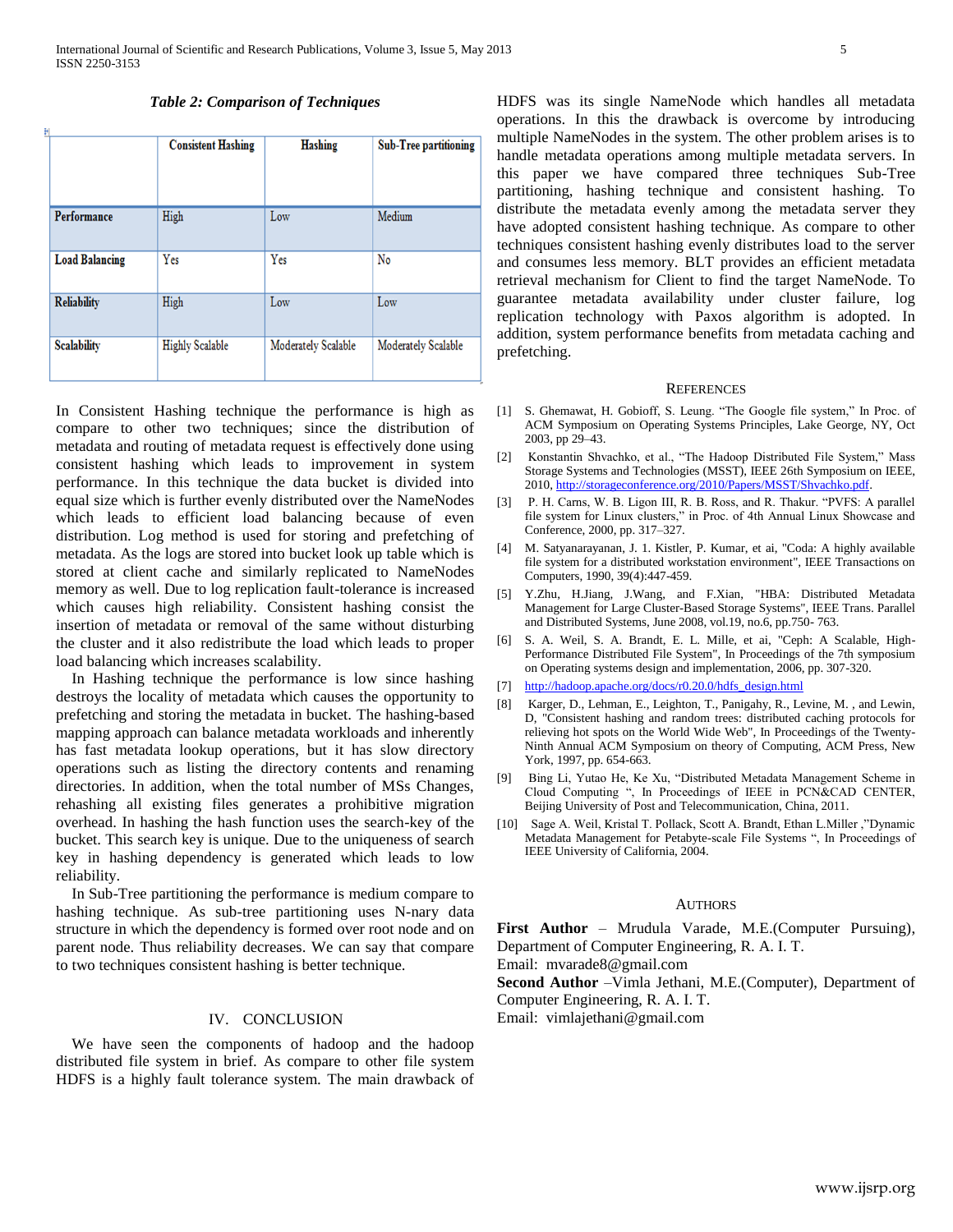*Table 2: Comparison of Techniques*

| | Consistent Hashing | Hashing | Sub-Tree partitioning |
|---|---|---|---|
| Performance | High | Low | Medium |
| Load Balancing | Yes | Yes | No |
| Reliability | High | Low | Low |
| Scalability | Highly Scalable | Moderately Scalable | Moderately Scalable |

In Consistent Hashing technique the performance is high as compare to other two techniques; since the distribution of metadata and routing of metadata request is effectively done using consistent hashing which leads to improvement in system performance. In this technique the data bucket is divided into equal size which is further evenly distributed over the NameNodes which leads to efficient load balancing because of even distribution. Log method is used for storing and prefetching of metadata. As the logs are stored into bucket look up table which is stored at client cache and similarly replicated to NameNodes memory as well. Due to log replication fault-tolerance is increased which causes high reliability. Consistent hashing consist the insertion of metadata or removal of the same without disturbing the cluster and it also redistribute the load which leads to proper load balancing which increases scalability.

In Hashing technique the performance is low since hashing destroys the locality of metadata which causes the opportunity to prefetching and storing the metadata in bucket. The hashing-based mapping approach can balance metadata workloads and inherently has fast metadata lookup operations, but it has slow directory operations such as listing the directory contents and renaming directories. In addition, when the total number of MSs Changes, rehashing all existing files generates a prohibitive migration overhead. In hashing the hash function uses the search-key of the bucket. This search key is unique. Due to the uniqueness of search key in hashing dependency is generated which leads to low reliability.

In Sub-Tree partitioning the performance is medium compare to hashing technique. As sub-tree partitioning uses N-nary data structure in which the dependency is formed over root node and on parent node. Thus reliability decreases. We can say that compare to two techniques consistent hashing is better technique.

## IV. CONCLUSION

We have seen the components of hadoop and the hadoop distributed file system in brief. As compare to other file system HDFS is a highly fault tolerance system. The main drawback of HDFS was its single NameNode which handles all metadata operations. In this the drawback is overcome by introducing multiple NameNodes in the system. The other problem arises is to handle metadata operations among multiple metadata servers. In this paper we have compared three techniques Sub-Tree partitioning, hashing technique and consistent hashing. To distribute the metadata evenly among the metadata server they have adopted consistent hashing technique. As compare to other techniques consistent hashing evenly distributes load to the server and consumes less memory. BLT provides an efficient metadata retrieval mechanism for Client to find the target NameNode. To guarantee metadata availability under cluster failure, log replication technology with Paxos algorithm is adopted. In addition, system performance benefits from metadata caching and prefetching.

## REFERENCES

[1] S. Ghemawat, H. Gobioff, S. Leung. "The Google file system," In Proc. of ACM Symposium on Operating Systems Principles, Lake George, NY, Oct 2003, pp 29–43.

[2] Konstantin Shvachko, et al., "The Hadoop Distributed File System," Mass Storage Systems and Technologies (MSST), IEEE 26th Symposium on IEEE, 2010, http://storageconference.org/2010/Papers/MSST/Shvachko.pdf.

[3] P. H. Carns, W. B. Ligon III, R. B. Ross, and R. Thakur. "PVFS: A parallel file system for Linux clusters," in Proc. of 4th Annual Linux Showcase and Conference, 2000, pp. 317–327.

[4] M. Satyanarayanan, J. 1. Kistler, P. Kumar, et ai, "Coda: A highly available file system for a distributed workstation environment", IEEE Transactions on Computers, 1990, 39(4):447-459.

[5] Y.Zhu, H.Jiang, J.Wang, and F.Xian, "HBA: Distributed Metadata Management for Large Cluster-Based Storage Systems", IEEE Trans. Parallel and Distributed Systems, June 2008, vol.19, no.6, pp.750- 763.

[6] S. A. Weil, S. A. Brandt, E. L. Mille, et ai, "Ceph: A Scalable, High-Performance Distributed File System", In Proceedings of the 7th symposium on Operating systems design and implementation, 2006, pp. 307-320.

[7] http://hadoop.apache.org/docs/r0.20.0/hdfs_design.html

[8] Karger, D., Lehman, E., Leighton, T., Panigahy, R., Levine, M. , and Lewin, D, "Consistent hashing and random trees: distributed caching protocols for relieving hot spots on the World Wide Web", In Proceedings of the Twenty-Ninth Annual ACM Symposium on theory of Computing, ACM Press, New York, 1997, pp. 654-663.

[9] Bing Li, Yutao He, Ke Xu, "Distributed Metadata Management Scheme in Cloud Computing ", In Proceedings of IEEE in PCN&CAD CENTER, Beijing University of Post and Telecommunication, China, 2011.

[10] Sage A. Weil, Kristal T. Pollack, Scott A. Brandt, Ethan L.Miller ,"Dynamic Metadata Management for Petabyte-scale File Systems ", In Proceedings of IEEE University of California, 2004.

## AUTHORS

**First Author** – Mrudula Varade, M.E.(Computer Pursuing), Department of Computer Engineering, R. A. I. T.
Email: mvarade8@gmail.com

**Second Author** –Vimla Jethani, M.E.(Computer), Department of Computer Engineering, R. A. I. T.
Email: vimlajethani@gmail.com